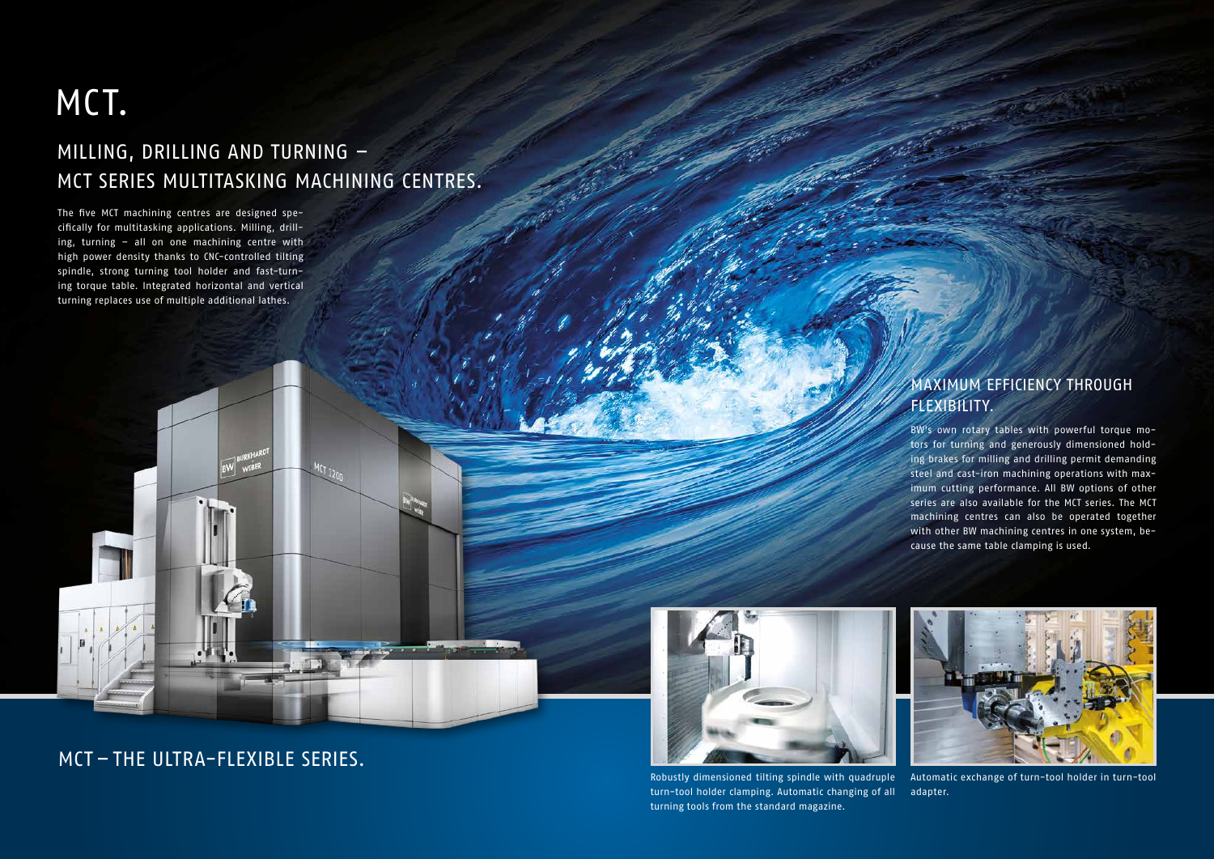# MCT.

## MILLING, DRILLING AND TURNING – MCT SERIES MULTITASKING MACHINING CENTRES.

The five MCT machining centres are designed specifically for multitasking applications. Milling, drilling, turning – all on one machining centre with high power density thanks to CNC-controlled tilting spindle, strong turning tool holder and fast-turning torque table. Integrated horizontal and vertical turning replaces use of multiple additional lathes.

## MAXIMUM EFFICIENCY THROUGH FLEXIBILITY.

BW's own rotary tables with powerful torque motors for turning and generously dimensioned holding brakes for milling and drilling permit demanding steel and cast-iron machining operations with maximum cutting performance. All BW options of other series are also available for the MCT series. The MCT machining centres can also be operated together with other BW machining centres in one system, because the same table clamping is used.

## MCT – THE ULTRA-FLEXIBLE SERIES.

Robustly dimensioned tilting spindle with quadruple turn-tool holder clamping. Automatic changing of all turning tools from the standard magazine.

Automatic exchange of turn-tool holder in turn-tool adapter.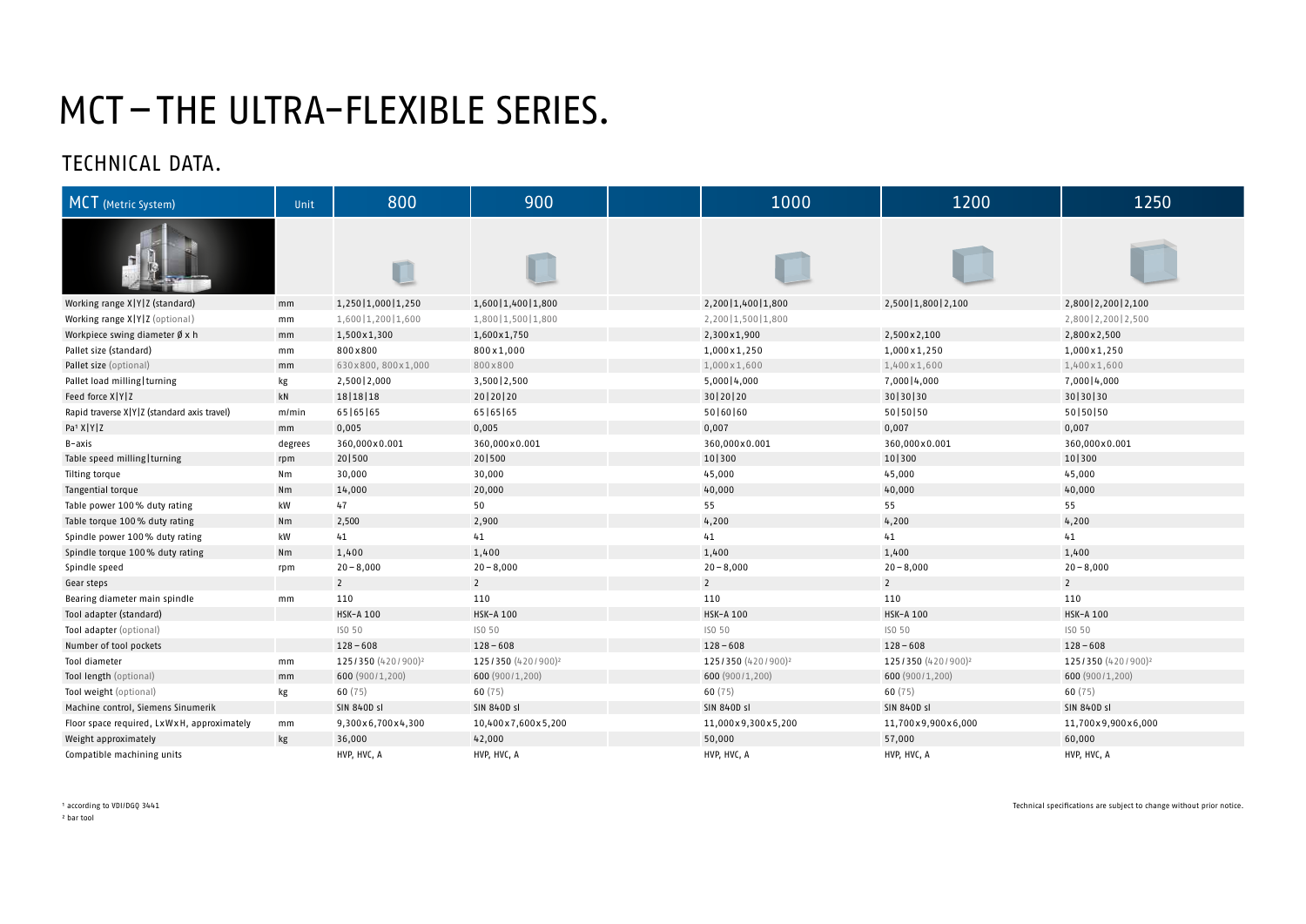# MCT – THE ULTRA-FLEXIBLE SERIES.

## TECHNICAL DATA.

| MCT (Metric System) | Unit | 800 | 900 | 1000 | 1200 | 1250 |
|---|---|---|---|---|---|---|
| Working range X\|Y\|Z (standard) | mm | 1,250\|1,000\|1,250 | 1,600\|1,400\|1,800 | 2,200\|1,400\|1,800 | 2,500\|1,800\|2,100 | 2,800\|2,200\|2,100 |
| Working range X\|Y\|Z (optional) | mm | 1,600\|1,200\|1,600 | 1,800\|1,500\|1,800 | 2,200\|1,500\|1,800 | | 2,800\|2,200\|2,500 |
| Workpiece swing diameter Ø x h | mm | 1,500x1,300 | 1,600x1,750 | 2,300x1,900 | 2,500x2,100 | 2,800x2,500 |
| Pallet size (standard) | mm | 800x800 | 800x1,000 | 1,000x1,250 | 1,000x1,250 | 1,000x1,250 |
| Pallet size (optional) | mm | 630x800, 800x1,000 | 800x800 | 1,000x1,600 | 1,400x1,600 | 1,400x1,600 |
| Pallet load milling\|turning | kg | 2,500\|2,000 | 3,500\|2,500 | 5,000\|4,000 | 7,000\|4,000 | 7,000\|4,000 |
| Feed force X\|Y\|Z | kN | 18\|18\|18 | 20\|20\|20 | 30\|20\|20 | 30\|30\|30 | 30\|30\|30 |
| Rapid traverse X\|Y\|Z (standard axis travel) | m/min | 65\|65\|65 | 65\|65\|65 | 50\|60\|60 | 50\|50\|50 | 50\|50\|50 |
| Pa[1] X\|Y\|Z | mm | 0,005 | 0,005 | 0,007 | 0,007 | 0,007 |
| B-axis | degrees | 360,000x0.001 | 360,000x0.001 | 360,000x0.001 | 360,000x0.001 | 360,000x0.001 |
| Table speed milling\|turning | rpm | 20\|500 | 20\|500 | 10\|300 | 10\|300 | 10\|300 |
| Tilting torque | Nm | 30,000 | 30,000 | 45,000 | 45,000 | 45,000 |
| Tangential torque | Nm | 14,000 | 20,000 | 40,000 | 40,000 | 40,000 |
| Table power 100% duty rating | kW | 47 | 50 | 55 | 55 | 55 |
| Table torque 100% duty rating | Nm | 2,500 | 2,900 | 4,200 | 4,200 | 4,200 |
| Spindle power 100% duty rating | kW | 41 | 41 | 41 | 41 | 41 |
| Spindle torque 100% duty rating | Nm | 1,400 | 1,400 | 1,400 | 1,400 | 1,400 |
| Spindle speed | rpm | 20 – 8,000 | 20 – 8,000 | 20 – 8,000 | 20 – 8,000 | 20 – 8,000 |
| Gear steps | | 2 | 2 | 2 | 2 | 2 |
| Bearing diameter main spindle | mm | 110 | 110 | 110 | 110 | 110 |
| Tool adapter (standard) | | HSK-A 100 | HSK-A 100 | HSK-A 100 | HSK-A 100 | HSK-A 100 |
| Tool adapter (optional) | | ISO 50 | ISO 50 | ISO 50 | ISO 50 | ISO 50 |
| Number of tool pockets | | 128 – 608 | 128 – 608 | 128 – 608 | 128 – 608 | 128 – 608 |
| Tool diameter | mm | 125/350 (420/900)[2] | 125/350 (420/900)[2] | 125/350 (420/900)[2] | 125/350 (420/900)[2] | 125/350 (420/900)[2] |
| Tool length (optional) | mm | 600 (900/1,200) | 600 (900/1,200) | 600 (900/1,200) | 600 (900/1,200) | 600 (900/1,200) |
| Tool weight (optional) | kg | 60 (75) | 60 (75) | 60 (75) | 60 (75) | 60 (75) |
| Machine control, Siemens Sinumerik | | SIN 840D sl | SIN 840D sl | SIN 840D sl | SIN 840D sl | SIN 840D sl |
| Floor space required, LxWxH, approximately | mm | 9,300x6,700x4,300 | 10,400x7,600x5,200 | 11,000x9,300x5,200 | 11,700x9,900x6,000 | 11,700x9,900x6,000 |
| Weight approximately | kg | 36,000 | 42,000 | 50,000 | 57,000 | 60,000 |
| Compatible machining units | | HVP, HVC, A | HVP, HVC, A | HVP, HVC, A | HVP, HVC, A | HVP, HVC, A |

[1] according to VDI/DGQ 3441
[2] bar tool

Technical specifications are subject to change without prior notice.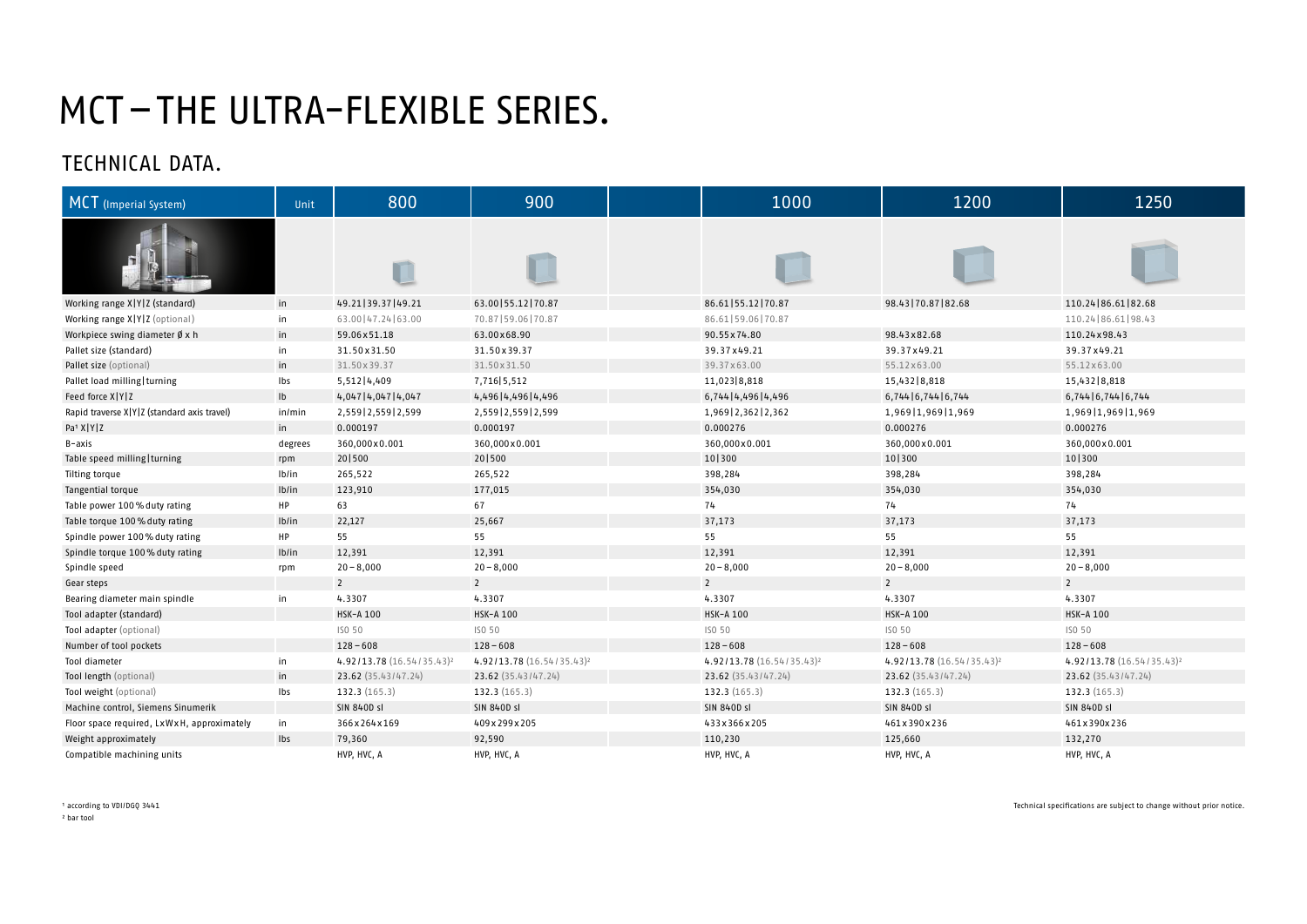# MCT – THE ULTRA-FLEXIBLE SERIES.

## TECHNICAL DATA.

| MCT (Imperial System) | Unit | 800 | 900 | | 1000 | 1200 | 1250 |
|---|---|---|---|---|---|---|---|
| Working range X\|Y\|Z (standard) | in | 49.21\|39.37\|49.21 | 63.00\|55.12\|70.87 | | 86.61\|55.12\|70.87 | 98.43\|70.87\|82.68 | 110.24\|86.61\|82.68 |
| Working range X\|Y\|Z (optional) | in | 63.00\|47.24\|63.00 | 70.87\|59.06\|70.87 | | 86.61\|59.06\|70.87 | | 110.24\|86.61\|98.43 |
| Workpiece swing diameter Ø x h | in | 59.06x51.18 | 63.00x68.90 | | 90.55x74.80 | 98.43x82.68 | 110.24x98.43 |
| Pallet size (standard) | in | 31.50x31.50 | 31.50x39.37 | | 39.37x49.21 | 39.37x49.21 | 39.37x49.21 |
| Pallet size (optional) | in | 31.50x39.37 | 31.50x31.50 | | 39.37x63.00 | 55.12x63.00 | 55.12x63.00 |
| Pallet load milling\|turning | lbs | 5,512\|4,409 | 7,716\|5,512 | | 11,023\|8,818 | 15,432\|8,818 | 15,432\|8,818 |
| Feed force X\|Y\|Z | lb | 4,047\|4,047\|4,047 | 4,496\|4,496\|4,496 | | 6,744\|4,496\|4,496 | 6,744\|6,744\|6,744 | 6,744\|6,744\|6,744 |
| Rapid traverse X\|Y\|Z (standard axis travel) | in/min | 2,559\|2,559\|2,599 | 2,559\|2,559\|2,599 | | 1,969\|2,362\|2,362 | 1,969\|1,969\|1,969 | 1,969\|1,969\|1,969 |
| Pa[1] X\|Y\|Z | in | 0.000197 | 0.000197 | | 0.000276 | 0.000276 | 0.000276 |
| B-axis | degrees | 360,000x0.001 | 360,000x0.001 | | 360,000x0.001 | 360,000x0.001 | 360,000x0.001 |
| Table speed milling\|turning | rpm | 20\|500 | 20\|500 | | 10\|300 | 10\|300 | 10\|300 |
| Tilting torque | lb/in | 265,522 | 265,522 | | 398,284 | 398,284 | 398,284 |
| Tangential torque | lb/in | 123,910 | 177,015 | | 354,030 | 354,030 | 354,030 |
| Table power 100 % duty rating | HP | 63 | 67 | | 74 | 74 | 74 |
| Table torque 100 % duty rating | lb/in | 22,127 | 25,667 | | 37,173 | 37,173 | 37,173 |
| Spindle power 100 % duty rating | HP | 55 | 55 | | 55 | 55 | 55 |
| Spindle torque 100 % duty rating | lb/in | 12,391 | 12,391 | | 12,391 | 12,391 | 12,391 |
| Spindle speed | rpm | 20 – 8,000 | 20 – 8,000 | | 20 – 8,000 | 20 – 8,000 | 20 – 8,000 |
| Gear steps | | 2 | 2 | | 2 | 2 | 2 |
| Bearing diameter main spindle | in | 4.3307 | 4.3307 | | 4.3307 | 4.3307 | 4.3307 |
| Tool adapter (standard) | | HSK-A 100 | HSK-A 100 | | HSK-A 100 | HSK-A 100 | HSK-A 100 |
| Tool adapter (optional) | | ISO 50 | ISO 50 | | ISO 50 | ISO 50 | ISO 50 |
| Number of tool pockets | | 128 – 608 | 128 – 608 | | 128 – 608 | 128 – 608 | 128 – 608 |
| Tool diameter | in | 4.92 / 13.78 (16.54 / 35.43)[2] | 4.92 / 13.78 (16.54 / 35.43)[2] | | 4.92 / 13.78 (16.54 / 35.43)[2] | 4.92 / 13.78 (16.54 / 35.43)[2] | 4.92 / 13.78 (16.54 / 35.43)[2] |
| Tool length (optional) | in | 23.62 (35.43 / 47.24) | 23.62 (35.43 / 47.24) | | 23.62 (35.43 / 47.24) | 23.62 (35.43 / 47.24) | 23.62 (35.43 / 47.24) |
| Tool weight (optional) | lbs | 132.3 (165.3) | 132.3 (165.3) | | 132.3 (165.3) | 132.3 (165.3) | 132.3 (165.3) |
| Machine control, Siemens Sinumerik | | SIN 840D sl | SIN 840D sl | | SIN 840D sl | SIN 840D sl | SIN 840D sl |
| Floor space required, LxWxH, approximately | in | 366x264x169 | 409x299x205 | | 433x366x205 | 461x390x236 | 461x390x236 |
| Weight approximately | lbs | 79,360 | 92,590 | | 110,230 | 125,660 | 132,270 |
| Compatible machining units | | HVP, HVC, A | HVP, HVC, A | | HVP, HVC, A | HVP, HVC, A | HVP, HVC, A |

[1] according to VDI/DGQ 3441
[2] bar tool

Technical specifications are subject to change without prior notice.